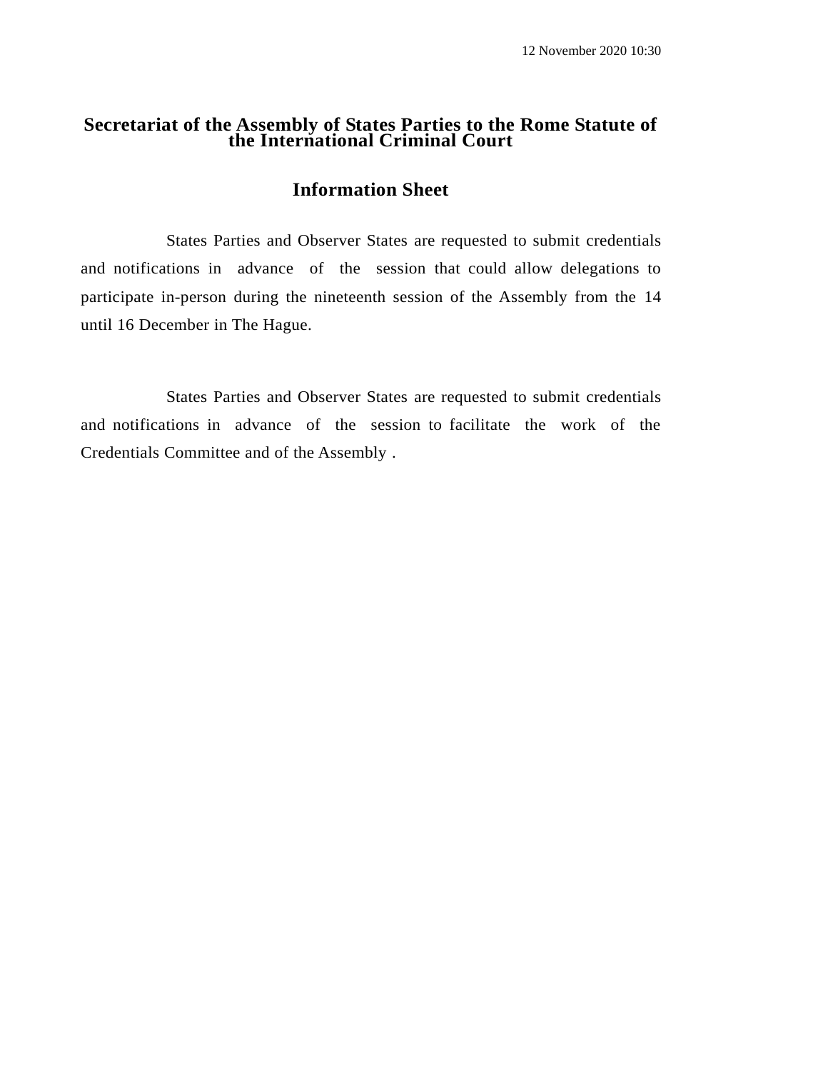12 November 2020 10:30

# Secretariat of the Assembly of States Parties to the Rome Statute of the International Criminal Court

## Information Sheet

States Parties and Observer States are requested to submit credentials and notifications in advance of the session that could allow delegations to participate in-person during the nineteenth session of the Assembly from the 14 until 16 December in The Hague.

States Parties and Observer States are requested to submit credentials and notifications in advance of the session to facilitate the work of the Credentials Committee and of the Assembly .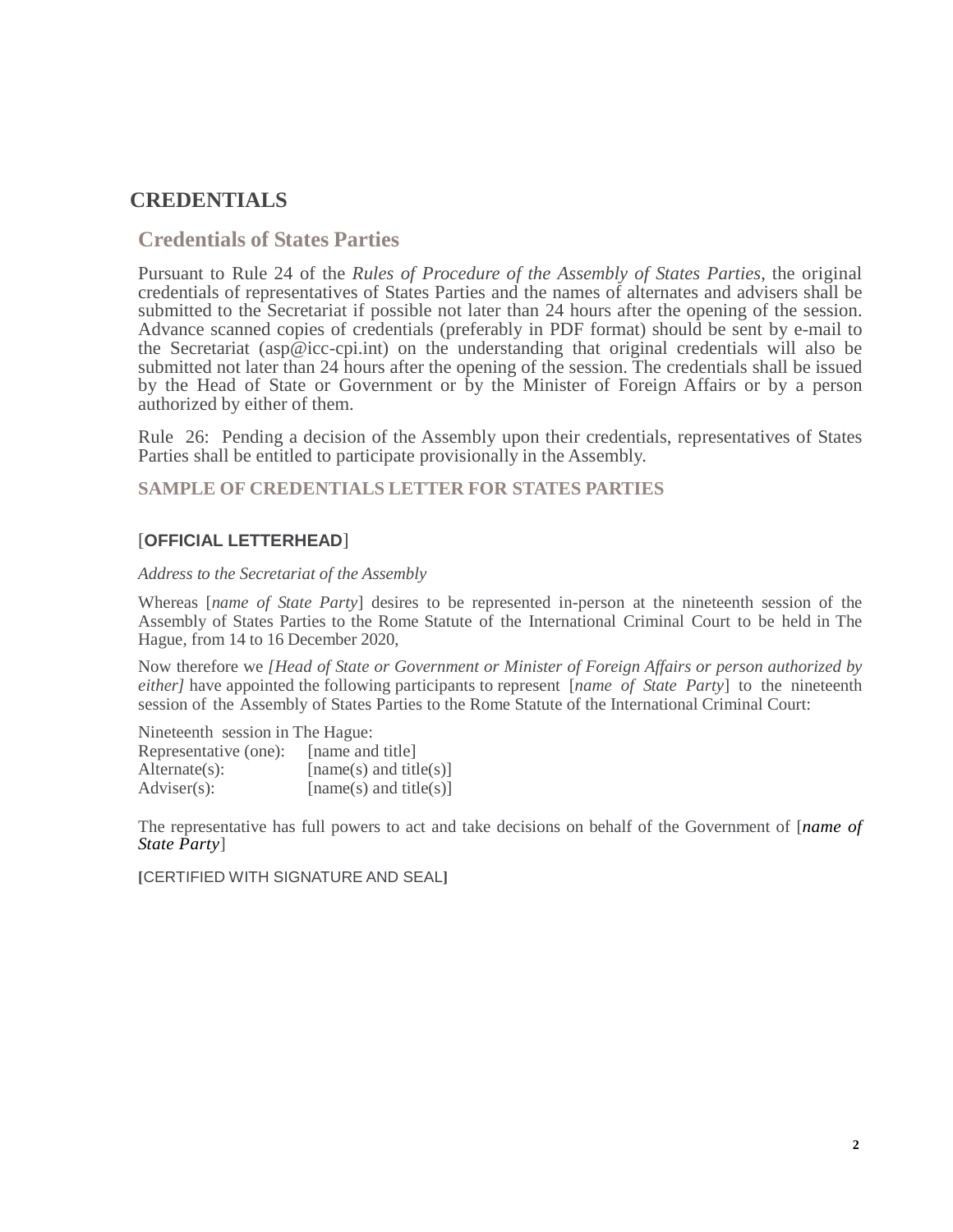# CREDENTIALS

## Credentials of States Parties

Pursuant to Rule 24 of the *Rules of Procedure of the Assembly of States Parties*, the original credentials of representatives of States Parties and the names of alternates and advisers shall be submitted to the Secretariat if possible not later than 24 hours after the opening of the session. Advance scanned copies of credentials (preferably in PDF format) should be sent by e-mail to the Secretariat (asp@icc-cpi.int) on the understanding that original credentials will also be submitted not later than 24 hours after the opening of the session. The credentials shall be issued by the Head of State or Government or by the Minister of Foreign Affairs or by a person authorized by either of them.

Rule 26: Pending a decision of the Assembly upon their credentials, representatives of States Parties shall be entitled to participate provisionally in the Assembly.

### SAMPLE OF CREDENTIALS LETTER FOR STATES PARTIES

[**OFFICIAL LETTERHEAD**]

*Address to the Secretariat of the Assembly*

Whereas [*name of State Party*] desires to be represented in-person at the nineteenth session of the Assembly of States Parties to the Rome Statute of the International Criminal Court to be held in The Hague, from 14 to 16 December 2020,

Now therefore we *[Head of State or Government or Minister of Foreign Affairs or person authorized by either]* have appointed the following participants to represent [*name of State Party*] to the nineteenth session of the Assembly of States Parties to the Rome Statute of the International Criminal Court:

Nineteenth session in The Hague:
Representative (one): [name and title]
Alternate(s): [name(s) and title(s)]
Adviser(s): [name(s) and title(s)]

The representative has full powers to act and take decisions on behalf of the Government of [*name of State Party*]

**[**CERTIFIED WITH SIGNATURE AND SEAL**]**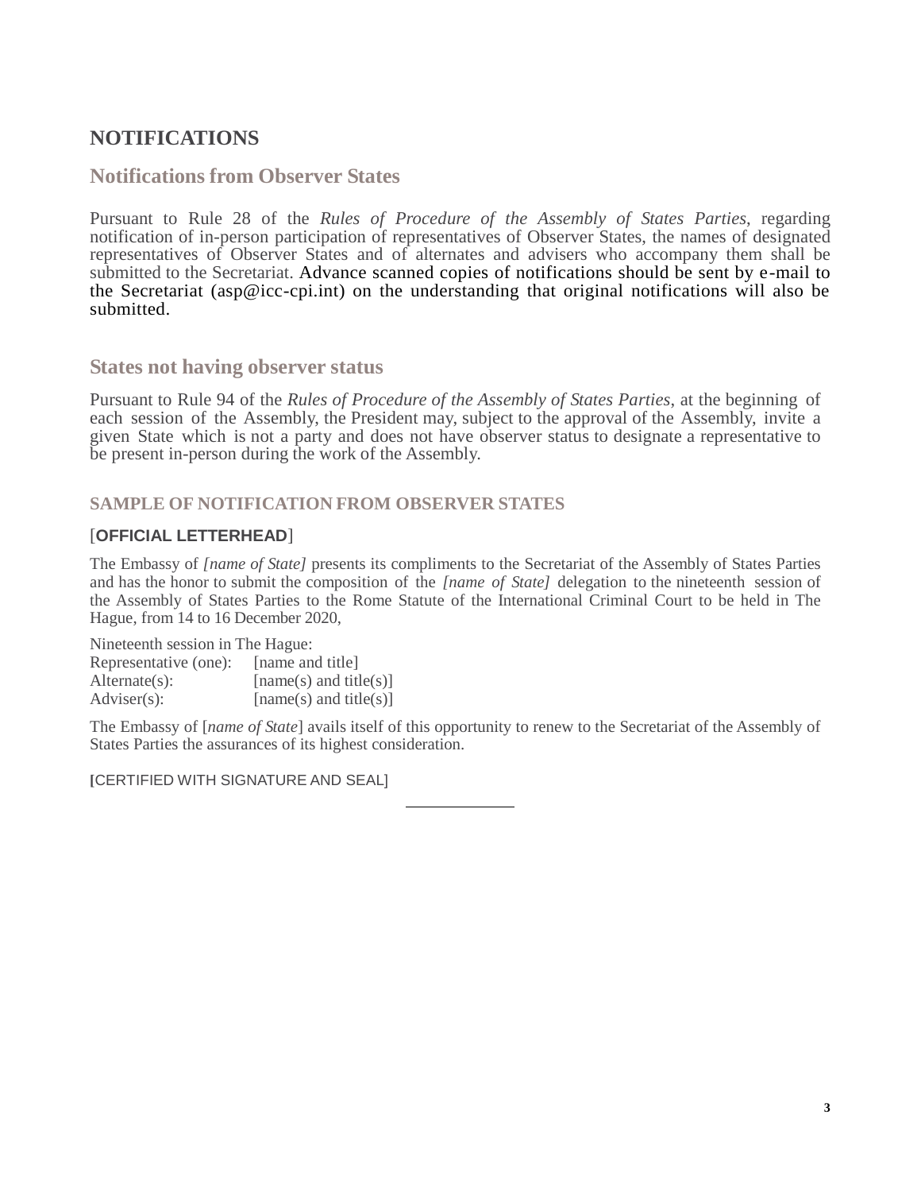# NOTIFICATIONS

## Notifications from Observer States

Pursuant to Rule 28 of the *Rules of Procedure of the Assembly of States Parties*, regarding notification of in-person participation of representatives of Observer States, the names of designated representatives of Observer States and of alternates and advisers who accompany them shall be submitted to the Secretariat. Advance scanned copies of notifications should be sent by e-mail to the Secretariat (asp@icc-cpi.int) on the understanding that original notifications will also be submitted.

## States not having observer status

Pursuant to Rule 94 of the *Rules of Procedure of the Assembly of States Parties*, at the beginning of each session of the Assembly, the President may, subject to the approval of the Assembly, invite a given State which is not a party and does not have observer status to designate a representative to be present in-person during the work of the Assembly.

### SAMPLE OF NOTIFICATION FROM OBSERVER STATES

[**OFFICIAL LETTERHEAD**]

The Embassy of *[name of State]* presents its compliments to the Secretariat of the Assembly of States Parties and has the honor to submit the composition of the *[name of State]* delegation to the nineteenth session of the Assembly of States Parties to the Rome Statute of the International Criminal Court to be held in The Hague, from 14 to 16 December 2020,

Nineteenth session in The Hague:

| | |
|---|---|
| Representative (one): | [name and title] |
| Alternate(s): | [name(s) and title(s)] |
| Adviser(s): | [name(s) and title(s)] |

The Embassy of [*name of State*] avails itself of this opportunity to renew to the Secretariat of the Assembly of States Parties the assurances of its highest consideration.

[CERTIFIED WITH SIGNATURE AND SEAL]

---